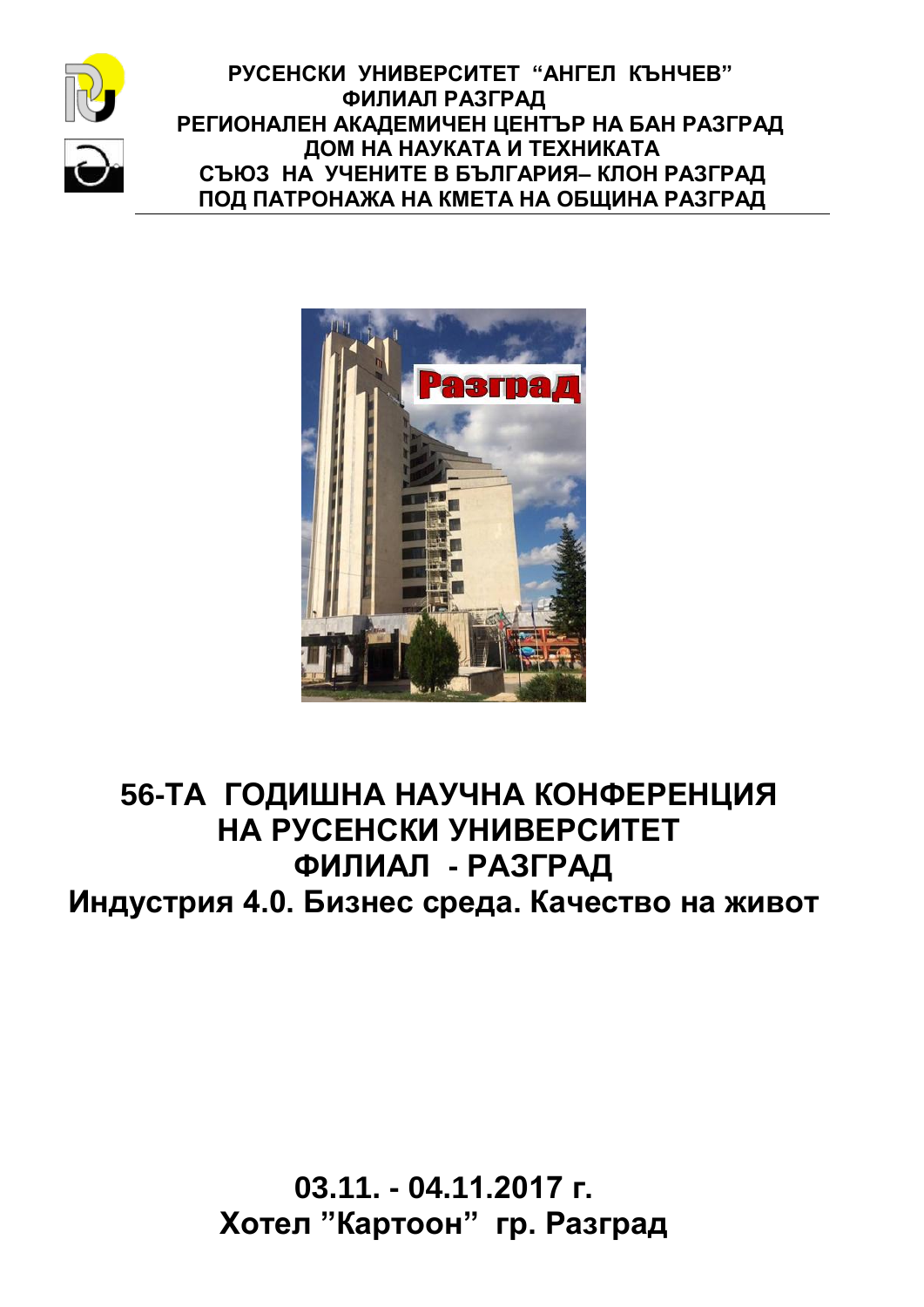**РУСЕНСКИ УНИВЕРСИТЕТ "АНГЕЛ КЪНЧЕВ"**
**ФИЛИАЛ РАЗГРАД**
**РЕГИОНАЛЕН АКАДЕМИЧЕН ЦЕНТЪР НА БАН РАЗГРАД**
**ДОМ НА НАУКАТА И ТЕХНИКАТА**
**СЪЮЗ НА УЧЕНИТЕ В БЪЛГАРИЯ– КЛОН РАЗГРАД**
**ПОД ПАТРОНАЖА НА КМЕТА НА ОБЩИНА РАЗГРАД**

# 56-ТА ГОДИШНА НАУЧНА КОНФЕРЕНЦИЯ НА РУСЕНСКИ УНИВЕРСИТЕТ ФИЛИАЛ - РАЗГРАД

## Индустрия 4.0. Бизнес среда. Качество на живот

**03.11. - 04.11.2017 г.**
**Хотел "Картоон" гр. Разград**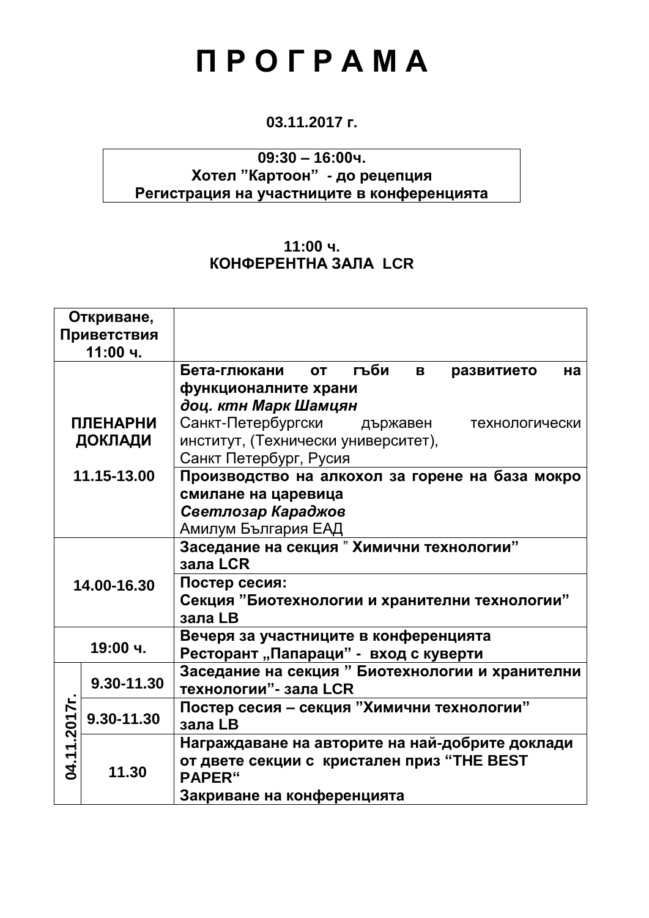# П Р О Г Р А М А

**03.11.2017 г.**

**09:30 – 16:00ч.**
**Хотел "Картоон" - до рецепция**
**Регистрация на участниците в конференцията**

**11:00 ч.**
**КОНФЕРЕНТНА ЗАЛА LCR**

| | | |
|---|---|---|
| **Откриване, Приветствия 11:00 ч.** | | |
| **ПЛЕНАРНИ ДОКЛАДИ 11.15-13.00** | | **Бета-глюкани от гъби в развитието на функционалните храни**<br>***доц. ктн Марк Шамцян***<br>Санкт-Петербургски държавен технологически институт, (Технически университет), Санкт Петербург, Русия |
| | | **Производство на алкохол за горене на база мокро смилане на царевица**<br>***Светлозар Караджов***<br>Амилум България ЕАД |
| **14.00-16.30** | | **Заседание на секция " Химични технологии" зала LCR** |
| | | **Постер сесия:**<br>**Секция "Биотехнологии и хранителни технологии" зала LB** |
| **19:00 ч.** | | **Вечеря за участниците в конференцията**<br>**Ресторант „Папараци" - вход с куверти** |
| **04.11.2017г.** | **9.30-11.30** | **Заседание на секция " Биотехнологии и хранителни технологии"- зала LCR** |
| | **9.30-11.30** | **Постер сесия – секция "Химични технологии" зала LB** |
| | **11.30** | **Награждаване на авторите на най-добрите доклади от двете секции с кристален приз "THE BEST PAPER"**<br>**Закриване на конференцията** |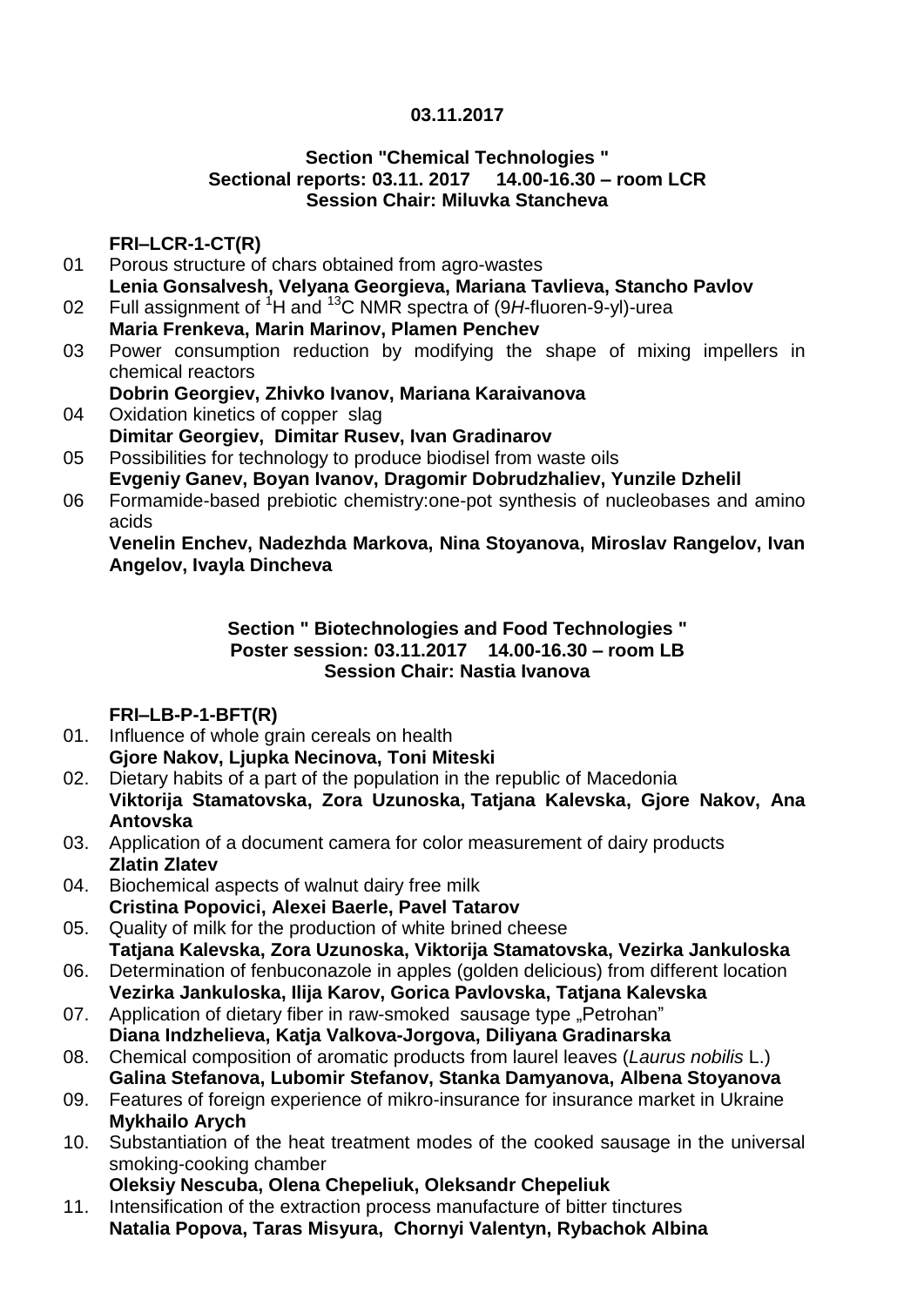**03.11.2017**

**Section "Chemical Technologies "**
**Sectional reports: 03.11. 2017 14.00-16.30 – room LCR**
**Session Chair: Miluvka Stancheva**

**FRI–LCR-1-CT(R)**

01 Porous structure of chars obtained from agro-wastes
**Lenia Gonsalvesh, Velyana Georgieva, Mariana Tavlieva, Stancho Pavlov**

02 Full assignment of $^{1}H$ and $^{13}C$ NMR spectra of (9*H*-fluoren-9-yl)-urea
**Maria Frenkeva, Marin Marinov, Plamen Penchev**

03 Power consumption reduction by modifying the shape of mixing impellers in chemical reactors
**Dobrin Georgiev, Zhivko Ivanov, Mariana Karaivanova**

04 Oxidation kinetics of copper slag
**Dimitar Georgiev, Dimitar Rusev, Ivan Gradinarov**

05 Possibilities for technology to produce biodisel from waste oils
**Evgeniy Ganev, Boyan Ivanov, Dragomir Dobrudzhaliev, Yunzile Dzhelil**

06 Formamide-based prebiotic chemistry:one-pot synthesis of nucleobases and amino acids
**Venelin Enchev, Nadezhda Markova, Nina Stoyanova, Miroslav Rangelov, Ivan Angelov, Ivayla Dincheva**

**Section " Biotechnologies and Food Technologies "**
**Poster session: 03.11.2017 14.00-16.30 – room LB**
**Session Chair: Nastia Ivanova**

**FRI–LB-P-1-BFT(R)**

01. Influence of whole grain cereals on health
**Gjore Nakov, Ljupka Necinova, Toni Miteski**

02. Dietary habits of a part of the population in the republic of Macedonia
**Viktorija Stamatovska, Zora Uzunoska, Tatjana Kalevska, Gjore Nakov, Ana Antovska**

03. Application of a document camera for color measurement of dairy products
**Zlatin Zlatev**

04. Biochemical aspects of walnut dairy free milk
**Cristina Popovici, Alexei Baerle, Pavel Tatarov**

05. Quality of milk for the production of white brined cheese
**Tatjana Kalevska, Zora Uzunoska, Viktorija Stamatovska, Vezirka Jankuloska**

06. Determination of fenbuconazole in apples (golden delicious) from different location
**Vezirka Jankuloska, Ilija Karov, Gorica Pavlovska, Tatjana Kalevska**

07. Application of dietary fiber in raw-smoked sausage type „Petrohan"
**Diana Indzhelieva, Katja Valkova-Jorgova, Diliyana Gradinarska**

08. Chemical composition of aromatic products from laurel leaves (*Laurus nobilis* L.)
**Galina Stefanova, Lubomir Stefanov, Stanka Damyanova, Albena Stoyanova**

09. Features of foreign experience of mikro-insurance for insurance market in Ukraine
**Mykhailo Arych**

10. Substantiation of the heat treatment modes of the cooked sausage in the universal smoking-cooking chamber
**Oleksiy Nescuba, Olena Chepeliuk, Oleksandr Chepeliuk**

11. Intensification of the extraction process manufacture of bitter tinctures
**Natalia Popova, Taras Misyura, Chornyi Valentyn, Rybachok Albina**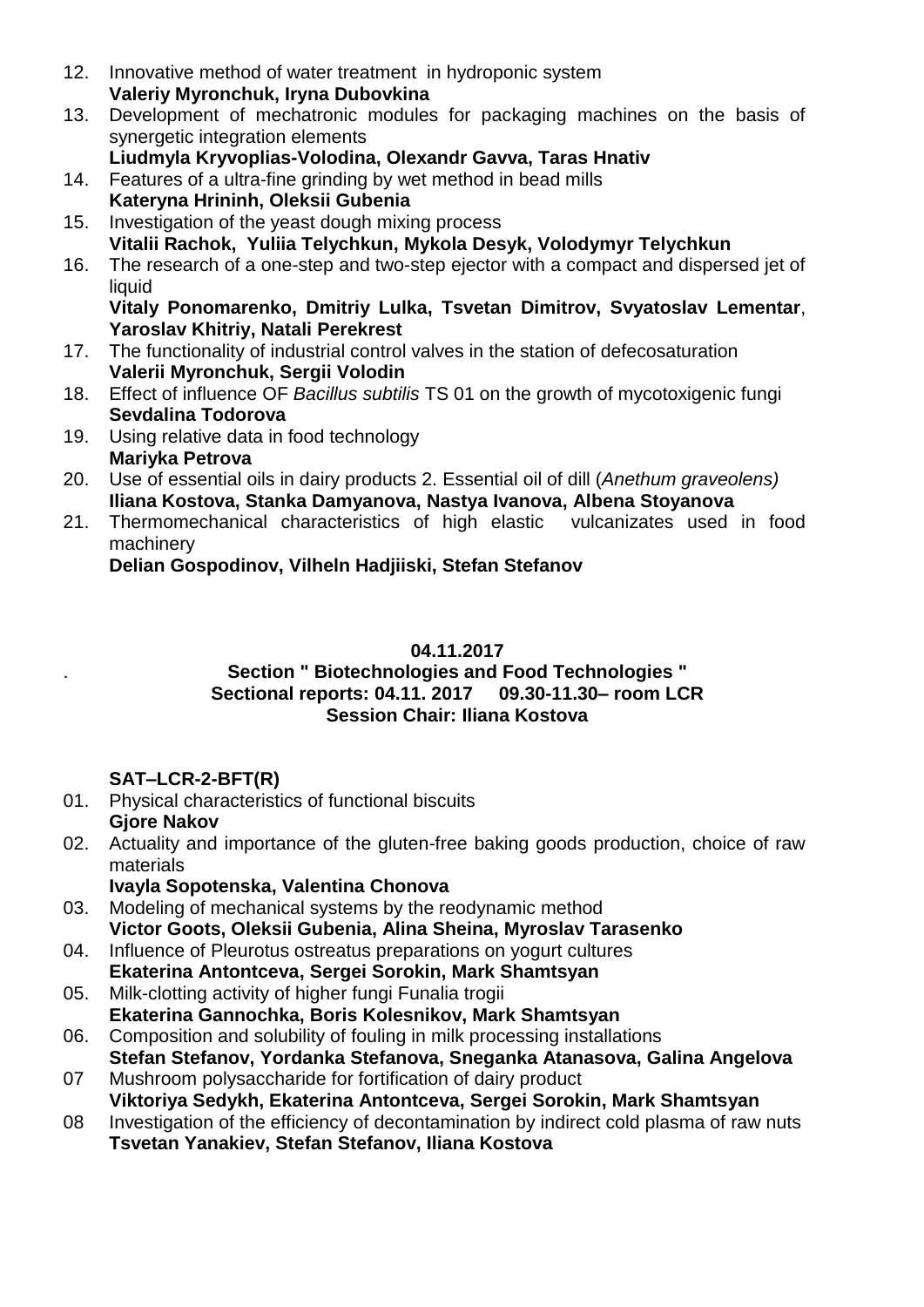12. Innovative method of water treatment in hydroponic system
    **Valeriy Myronchuk, Iryna Dubovkina**
13. Development of mechatronic modules for packaging machines on the basis of synergetic integration elements
    **Liudmyla Kryvoplias-Volodina, Olexandr Gavva, Taras Hnativ**
14. Features of a ultra-fine grinding by wet method in bead mills
    **Kateryna Hrininh, Oleksii Gubenia**
15. Investigation of the yeast dough mixing process
    **Vitalii Rachok, Yuliia Telychkun, Mykola Desyk, Volodymyr Telychkun**
16. The research of a one-step and two-step ejector with a compact and dispersed jet of liquid
    **Vitaly Ponomarenko, Dmitriy Lulka, Tsvetan Dimitrov, Svyatoslav Lementar**, **Yaroslav Khitriy, Natali Perekrest**
17. The functionality of industrial control valves in the station of defecosaturation
    **Valerii Myronchuk, Sergii Volodin**
18. Effect of influence OF *Bacillus subtilis* TS 01 on the growth of mycotoxigenic fungi
    **Sevdalina Todorova**
19. Using relative data in food technology
    **Mariyka Petrova**
20. Use of essential oils in dairy products 2. Essential oil of dill (*Anethum graveolens)*
    **Iliana Kostova, Stanka Damyanova, Nastya Ivanova, Albena Stoyanova**
21. Thermomechanical characteristics of high elastic vulcanizates used in food machinery
    **Delian Gospodinov, Vilheln Hadjiiski, Stefan Stefanov**

**04.11.2017**

**Section " Biotechnologies and Food Technologies "**
**Sectional reports: 04.11. 2017 09.30-11.30– room LCR**
**Session Chair: Iliana Kostova**

**SAT–LCR-2-BFT(R)**

01. Physical characteristics of functional biscuits
    **Gjore Nakov**
02. Actuality and importance of the gluten-free baking goods production, choice of raw materials
    **Ivayla Sopotenska, Valentina Chonova**
03. Modeling of mechanical systems by the reodynamic method
    **Victor Goots, Oleksii Gubenia, Alina Sheina, Myroslav Tarasenko**
04. Influence of Pleurotus ostreatus preparations on yogurt cultures
    **Ekaterina Antontceva, Sergei Sorokin, Mark Shamtsyan**
05. Milk-clotting activity of higher fungi Funalia trogii
    **Ekaterina Gannochka, Boris Kolesnikov, Mark Shamtsyan**
06. Composition and solubility of fouling in milk processing installations
    **Stefan Stefanov, Yordanka Stefanova, Sneganka Atanasova, Galina Angelova**
07 Mushroom polysaccharide for fortification of dairy product
    **Viktoriya Sedykh, Ekaterina Antontceva, Sergei Sorokin, Mark Shamtsyan**
08 Investigation of the efficiency of decontamination by indirect cold plasma of raw nuts
    **Tsvetan Yanakiev, Stefan Stefanov, Iliana Kostova**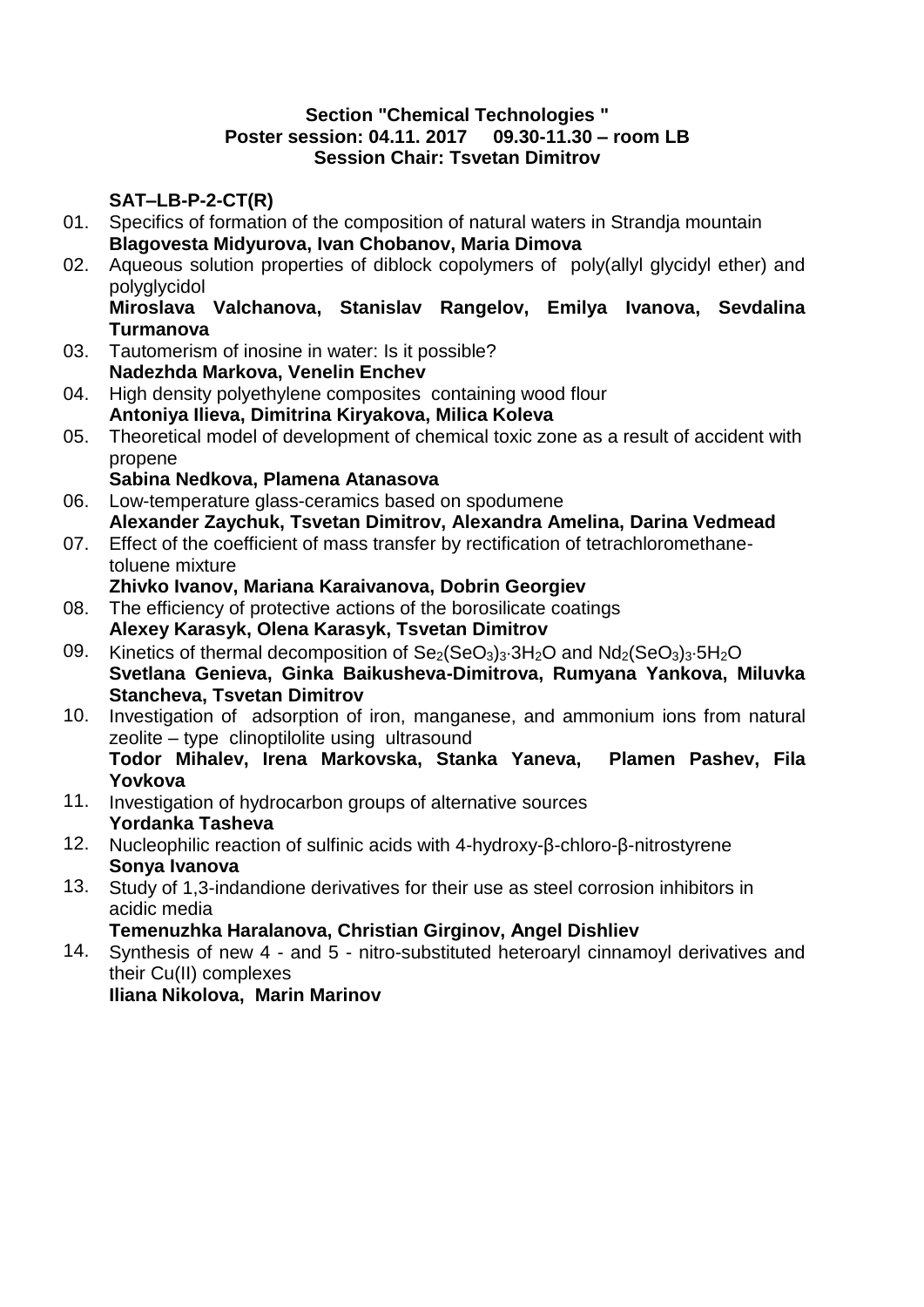**Section "Chemical Technologies "**
**Poster session: 04.11. 2017 09.30-11.30 – room LB**
**Session Chair: Tsvetan Dimitrov**

**SAT–LB-P-2-CT(R)**

01. Specifics of formation of the composition of natural waters in Strandja mountain
**Blagovesta Midyurova, Ivan Chobanov, Maria Dimova**

02. Aqueous solution properties of diblock copolymers of poly(allyl glycidyl ether) and polyglycidol
**Miroslava Valchanova, Stanislav Rangelov, Emilya Ivanova, Sevdalina Turmanova**

03. Tautomerism of inosine in water: Is it possible?
**Nadezhda Markova, Venelin Enchev**

04. High density polyethylene composites containing wood flour
**Antoniya Ilieva, Dimitrina Kiryakova, Milica Koleva**

05. Theoretical model of development of chemical toxic zone as a result of accident with propene
**Sabina Nedkova, Plamena Atanasova**

06. Low-temperature glass-ceramics based on spodumene
**Alexander Zaychuk, Tsvetan Dimitrov, Alexandra Amelina, Darina Vedmead**

07. Effect of the coefficient of mass transfer by rectification of tetrachloromethane-toluene mixture
**Zhivko Ivanov, Mariana Karaivanova, Dobrin Georgiev**

08. The efficiency of protective actions of the borosilicate coatings
**Alexey Karasyk, Olena Karasyk, Tsvetan Dimitrov**

09. Kinetics of thermal decomposition of $Se_2(SeO_3)_3{\cdot}3H_2O$ and $Nd_2(SeO_3)_3{\cdot}5H_2O$
**Svetlana Genieva, Ginka Baikusheva-Dimitrova, Rumyana Yankova, Miluvka Stancheva, Tsvetan Dimitrov**

10. Investigation of adsorption of iron, manganese, and ammonium ions from natural zeolite – type clinoptilolite using ultrasound
**Todor Mihalev, Irena Markovska, Stanka Yaneva, Plamen Pashev, Fila Yovkova**

11. Investigation of hydrocarbon groups of alternative sources
**Yordanka Tasheva**

12. Nucleophilic reaction of sulfinic acids with 4-hydroxy-β-chloro-β-nitrostyrene
**Sonya Ivanova**

13. Study of 1,3-indandione derivatives for their use as steel corrosion inhibitors in acidic media
**Temenuzhka Haralanova, Christian Girginov, Angel Dishliev**

14. Synthesis of new 4 - and 5 - nitro-substituted heteroaryl cinnamoyl derivatives and their Cu(II) complexes
**Iliana Nikolova, Marin Marinov**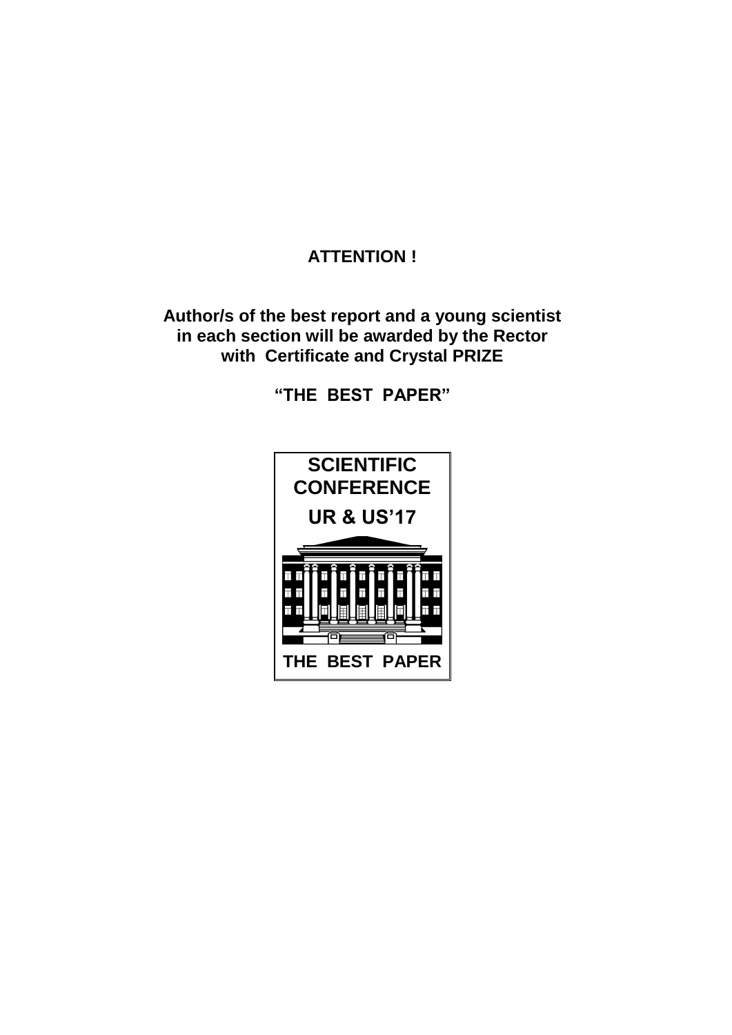**ATTENTION !**

**Author/s of the best report and a young scientist in each section will be awarded by the Rector with Certificate and Crystal PRIZE**

**"THE BEST PAPER"**

**SCIENTIFIC CONFERENCE**

**UR & US'17**

**THE BEST PAPER**